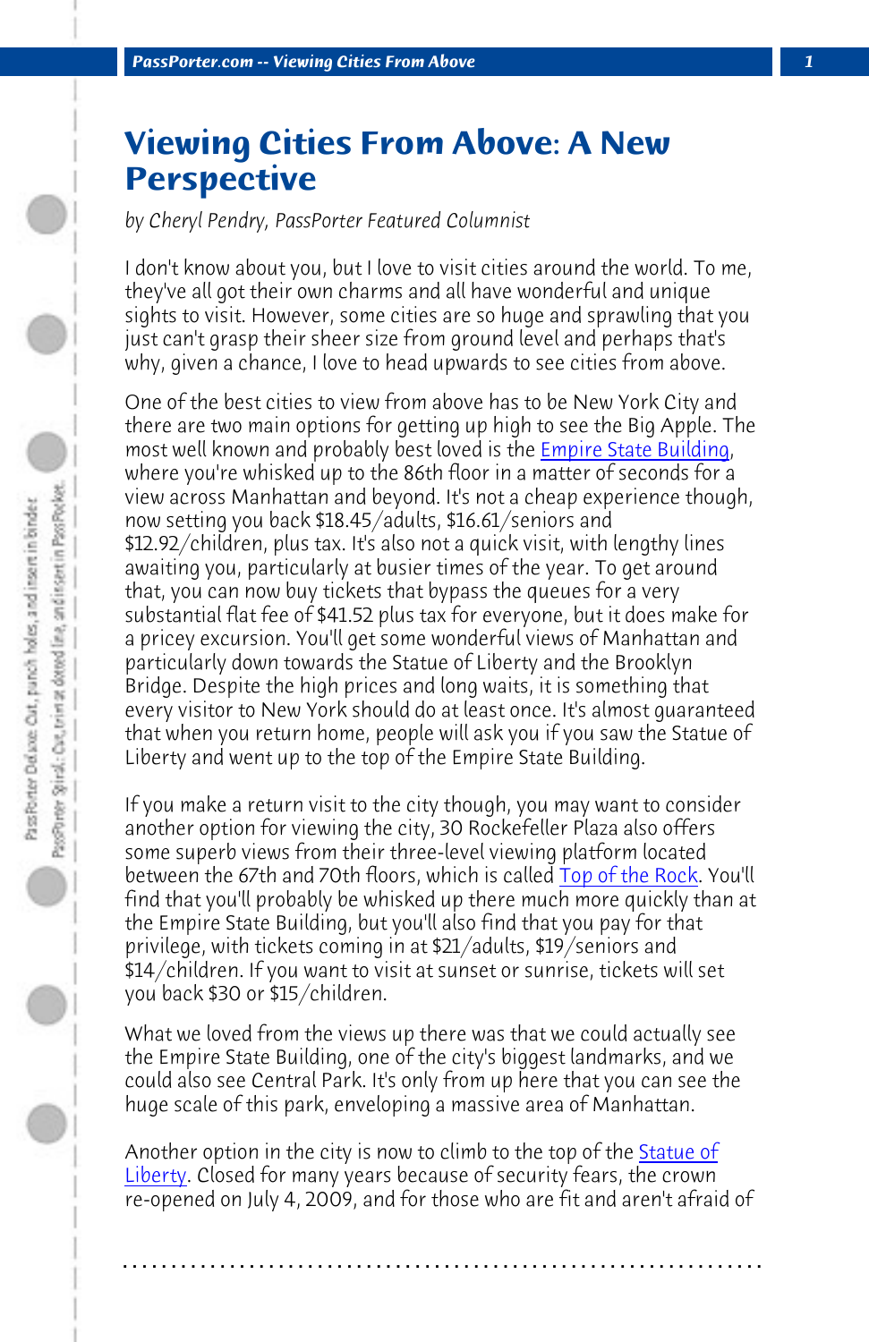# Viewing Cities From Above: A New Perspective

*by Cheryl Pendry, PassPorter Featured Columnist*

I don't know about you, but I love to visit cities around the world. To me, they've all got their own charms and all have wonderful and unique sights to visit. However, some cities are so huge and sprawling that you just can't grasp their sheer size from ground level and perhaps that's why, given a chance, I love to head upwards to see cities from above.

One of the best cities to view from above has to be New York City and there are two main options for getting up high to see the Big Apple. The most well known and probably best loved is the Empire State Building, where you're whisked up to the 86th floor in a matter of seconds for a view across Manhattan and beyond. It's not a cheap experience though, now setting you back $18.45/adults, $16.61/seniors and $12.92/children, plus tax. It's also not a quick visit, with lengthy lines awaiting you, particularly at busier times of the year. To get around that, you can now buy tickets that bypass the queues for a very substantial flat fee of $41.52 plus tax for everyone, but it does make for a pricey excursion. You'll get some wonderful views of Manhattan and particularly down towards the Statue of Liberty and the Brooklyn Bridge. Despite the high prices and long waits, it is something that every visitor to New York should do at least once. It's almost guaranteed that when you return home, people will ask you if you saw the Statue of Liberty and went up to the top of the Empire State Building.

If you make a return visit to the city though, you may want to consider another option for viewing the city, 30 Rockefeller Plaza also offers some superb views from their three-level viewing platform located between the 67th and 70th floors, which is called Top of the Rock. You'll find that you'll probably be whisked up there much more quickly than at the Empire State Building, but you'll also find that you pay for that privilege, with tickets coming in at $21/adults, $19/seniors and $14/children. If you want to visit at sunset or sunrise, tickets will set you back $30 or $15/children.

What we loved from the views up there was that we could actually see the Empire State Building, one of the city's biggest landmarks, and we could also see Central Park. It's only from up here that you can see the huge scale of this park, enveloping a massive area of Manhattan.

Another option in the city is now to climb to the top of the Statue of Liberty. Closed for many years because of security fears, the crown re-opened on July 4, 2009, and for those who are fit and aren't afraid of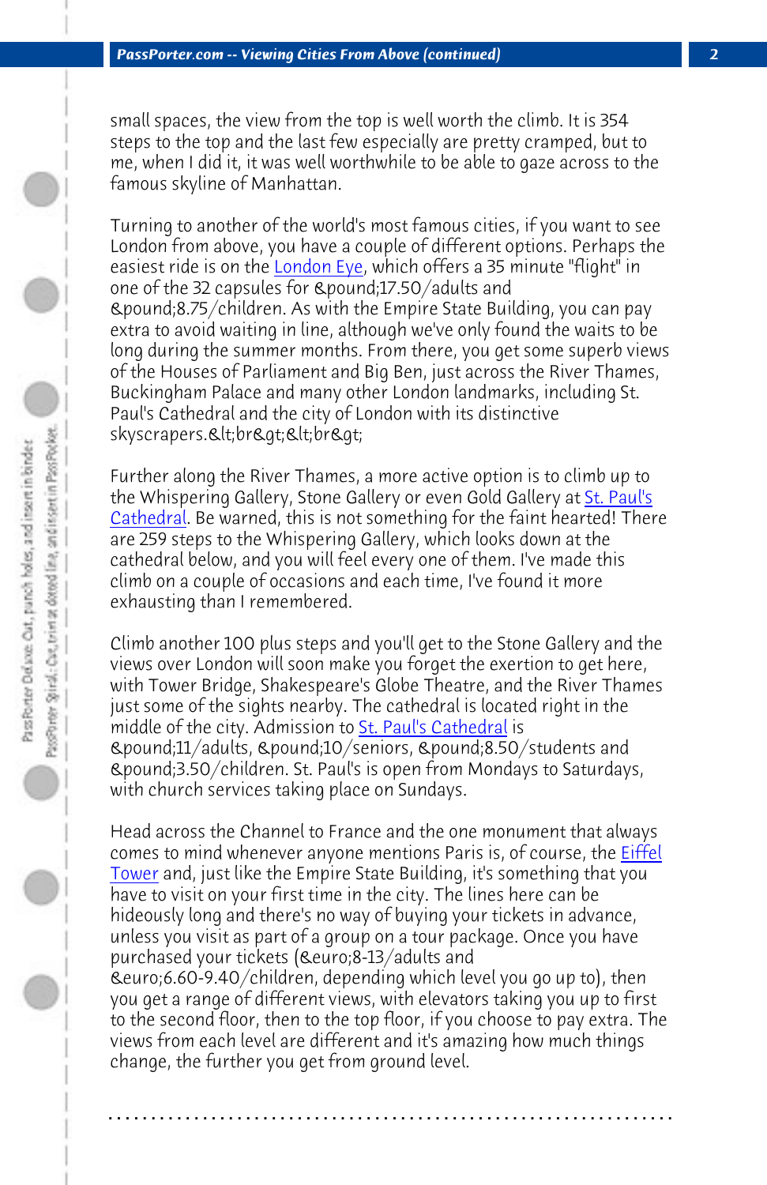small spaces, the view from the top is well worth the climb. It is 354 steps to the top and the last few especially are pretty cramped, but to me, when I did it, it was well worthwhile to be able to gaze across to the famous skyline of Manhattan.

Turning to another of the world's most famous cities, if you want to see London from above, you have a couple of different options. Perhaps the easiest ride is on the London Eye, which offers a 35 minute "flight" in one of the 32 capsules for &pound;17.50/adults and &pound;8.75/children. As with the Empire State Building, you can pay extra to avoid waiting in line, although we've only found the waits to be long during the summer months. From there, you get some superb views of the Houses of Parliament and Big Ben, just across the River Thames, Buckingham Palace and many other London landmarks, including St. Paul's Cathedral and the city of London with its distinctive skyscrapers.&lt;br&gt;&lt;br&gt;

Further along the River Thames, a more active option is to climb up to the Whispering Gallery, Stone Gallery or even Gold Gallery at St. Paul's Cathedral. Be warned, this is not something for the faint hearted! There are 259 steps to the Whispering Gallery, which looks down at the cathedral below, and you will feel every one of them. I've made this climb on a couple of occasions and each time, I've found it more exhausting than I remembered.

Climb another 100 plus steps and you'll get to the Stone Gallery and the views over London will soon make you forget the exertion to get here, with Tower Bridge, Shakespeare's Globe Theatre, and the River Thames just some of the sights nearby. The cathedral is located right in the middle of the city. Admission to St. Paul's Cathedral is &pound;11/adults, &pound;10/seniors, &pound;8.50/students and &pound;3.50/children. St. Paul's is open from Mondays to Saturdays, with church services taking place on Sundays.

Head across the Channel to France and the one monument that always comes to mind whenever anyone mentions Paris is, of course, the Eiffel Tower and, just like the Empire State Building, it's something that you have to visit on your first time in the city. The lines here can be hideously long and there's no way of buying your tickets in advance, unless you visit as part of a group on a tour package. Once you have purchased your tickets (&euro;8-13/adults and &euro;6.60-9.40/children, depending which level you go up to), then you get a range of different views, with elevators taking you up to first to the second floor, then to the top floor, if you choose to pay extra. The views from each level are different and it's amazing how much things change, the further you get from ground level.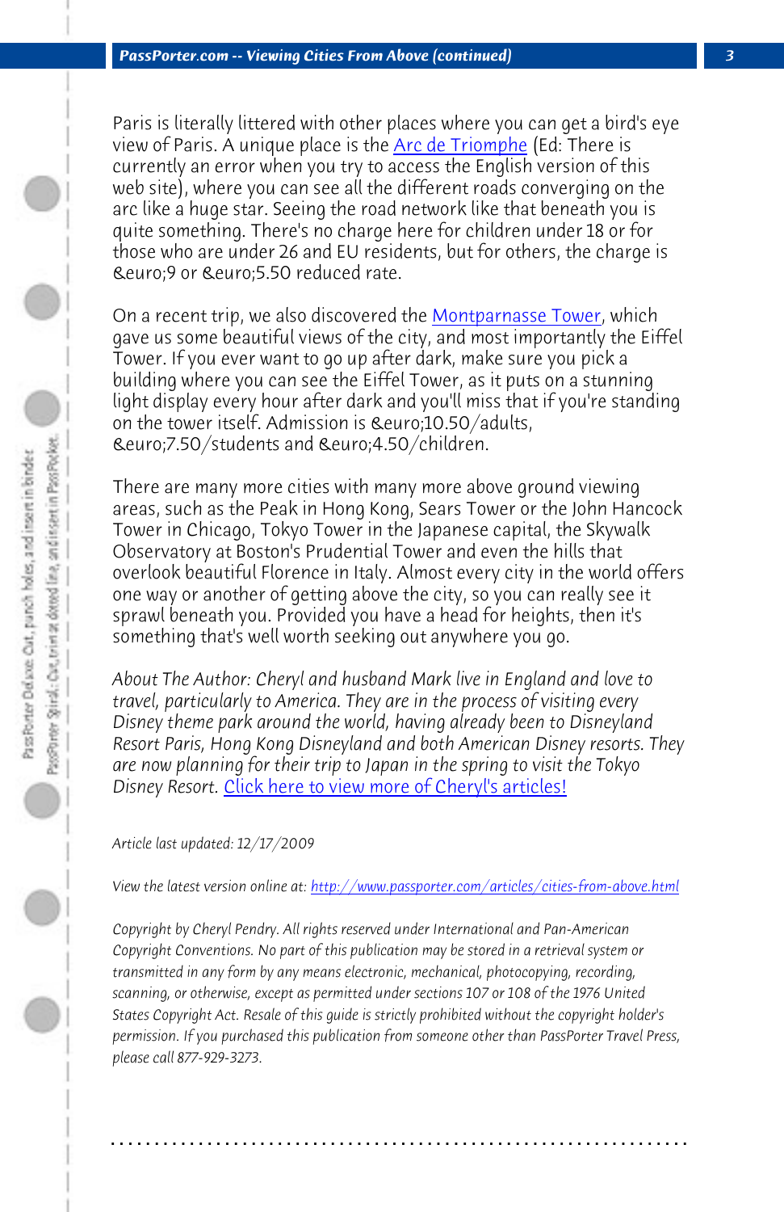Paris is literally littered with other places where you can get a bird's eye view of Paris. A unique place is the Arc de Triomphe (Ed: There is currently an error when you try to access the English version of this web site), where you can see all the different roads converging on the arc like a huge star. Seeing the road network like that beneath you is quite something. There's no charge here for children under 18 or for those who are under 26 and EU residents, but for others, the charge is &euro;9 or &euro;5.50 reduced rate.

On a recent trip, we also discovered the Montparnasse Tower, which gave us some beautiful views of the city, and most importantly the Eiffel Tower. If you ever want to go up after dark, make sure you pick a building where you can see the Eiffel Tower, as it puts on a stunning light display every hour after dark and you'll miss that if you're standing on the tower itself. Admission is &euro;10.50/adults, &euro;7.50/students and &euro;4.50/children.

There are many more cities with many more above ground viewing areas, such as the Peak in Hong Kong, Sears Tower or the John Hancock Tower in Chicago, Tokyo Tower in the Japanese capital, the Skywalk Observatory at Boston's Prudential Tower and even the hills that overlook beautiful Florence in Italy. Almost every city in the world offers one way or another of getting above the city, so you can really see it sprawl beneath you. Provided you have a head for heights, then it's something that's well worth seeking out anywhere you go.

*About The Author: Cheryl and husband Mark live in England and love to travel, particularly to America. They are in the process of visiting every Disney theme park around the world, having already been to Disneyland Resort Paris, Hong Kong Disneyland and both American Disney resorts. They are now planning for their trip to Japan in the spring to visit the Tokyo Disney Resort.* Click here to view more of Cheryl's articles!

*Article last updated: 12/17/2009*

*View the latest version online at:* http://www.passporter.com/articles/cities-from-above.html

*Copyright by Cheryl Pendry. All rights reserved under International and Pan-American Copyright Conventions. No part of this publication may be stored in a retrieval system or transmitted in any form by any means electronic, mechanical, photocopying, recording, scanning, or otherwise, except as permitted under sections 107 or 108 of the 1976 United States Copyright Act. Resale of this guide is strictly prohibited without the copyright holder's permission. If you purchased this publication from someone other than PassPorter Travel Press, please call 877-929-3273.*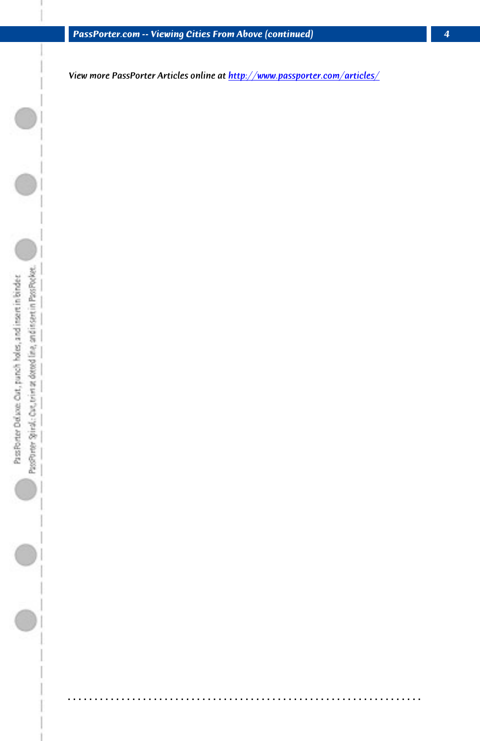*View more PassPorter Articles online at [http://www.passporter.com/articles/](http://www.passporter.com/articles/)*